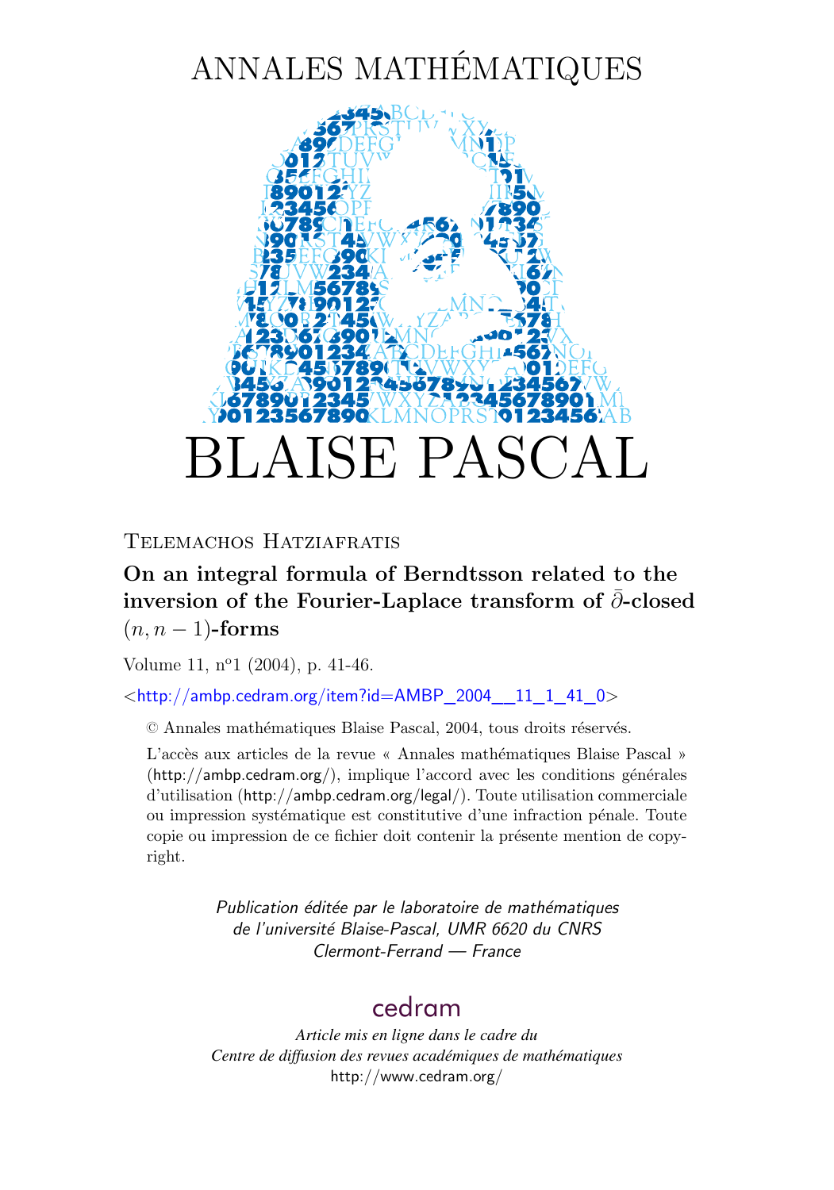# ANNALES MATHÉMATIQUES

# BLAISE PASCAL

Telemachos Hatziafratis

## On an integral formula of Berndtsson related to the inversion of the Fourier-Laplace transform of $\bar\partial$-closed $(n, n-1)$-forms

Volume 11, n$^{o}$1 (2004), p. 41-46.

<http://ambp.cedram.org/item?id=AMBP_2004__11_1_41_0>

© Annales mathématiques Blaise Pascal, 2004, tous droits réservés.

L'accès aux articles de la revue « Annales mathématiques Blaise Pascal » (http://ambp.cedram.org/), implique l'accord avec les conditions générales d'utilisation (http://ambp.cedram.org/legal/). Toute utilisation commerciale ou impression systématique est constitutive d'une infraction pénale. Toute copie ou impression de ce fichier doit contenir la présente mention de copyright.

*Publication éditée par le laboratoire de mathématiques de l'université Blaise-Pascal, UMR 6620 du CNRS Clermont-Ferrand — France*

cedram

*Article mis en ligne dans le cadre du Centre de diffusion des revues académiques de mathématiques*
http://www.cedram.org/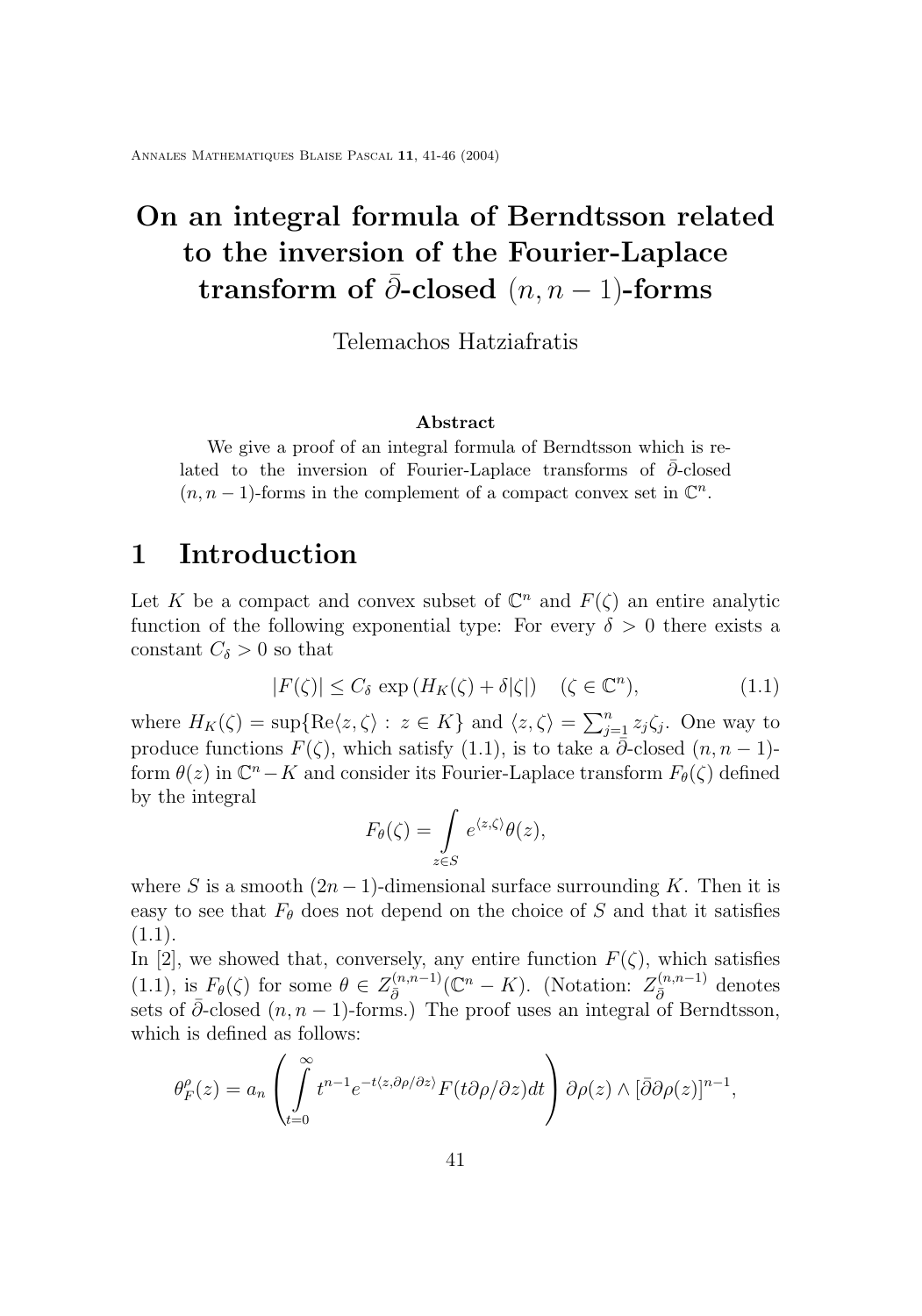# On an integral formula of Berndtsson related to the inversion of the Fourier-Laplace transform of $\bar{\partial}$-closed $(n, n-1)$-forms

Telemachos Hatziafratis

**Abstract**

We give a proof of an integral formula of Berndtsson which is related to the inversion of Fourier-Laplace transforms of $\bar{\partial}$-closed $(n, n-1)$-forms in the complement of a compact convex set in $\mathbb{C}^n$.

## 1 Introduction

Let $K$ be a compact and convex subset of $\mathbb{C}^n$ and $F(\zeta)$ an entire analytic function of the following exponential type: For every $\delta > 0$ there exists a constant $C_\delta > 0$ so that

$$|F(\zeta)| \leq C_\delta \exp\left(H_K(\zeta) + \delta|\zeta|\right) \quad (\zeta \in \mathbb{C}^n), \tag{1.1}$$

where $H_K(\zeta) = \sup\{\mathrm{Re}\langle z, \zeta\rangle : z \in K\}$ and $\langle z, \zeta\rangle = \sum_{j=1}^n z_j \zeta_j$. One way to produce functions $F(\zeta)$, which satisfy (1.1), is to take a $\bar{\partial}$-closed $(n, n-1)$-form $\theta(z)$ in $\mathbb{C}^n - K$ and consider its Fourier-Laplace transform $F_\theta(\zeta)$ defined by the integral

$$F_\theta(\zeta) = \int\limits_{z \in S} e^{\langle z, \zeta\rangle} \theta(z),$$

where $S$ is a smooth $(2n-1)$-dimensional surface surrounding $K$. Then it is easy to see that $F_\theta$ does not depend on the choice of $S$ and that it satisfies (1.1).

In [2], we showed that, conversely, any entire function $F(\zeta)$, which satisfies (1.1), is $F_\theta(\zeta)$ for some $\theta \in Z_{\bar{\partial}}^{(n,n-1)}(\mathbb{C}^n - K)$. (Notation: $Z_{\bar{\partial}}^{(n,n-1)}$ denotes sets of $\bar{\partial}$-closed $(n, n-1)$-forms.) The proof uses an integral of Berndtsson, which is defined as follows:

$$\theta_F^\rho(z) = a_n \left( \int\limits_{t=0}^{\infty} t^{n-1} e^{-t\langle z, \partial\rho/\partial z\rangle} F(t\partial\rho/\partial z) dt \right) \partial\rho(z) \wedge [\bar{\partial}\partial\rho(z)]^{n-1},$$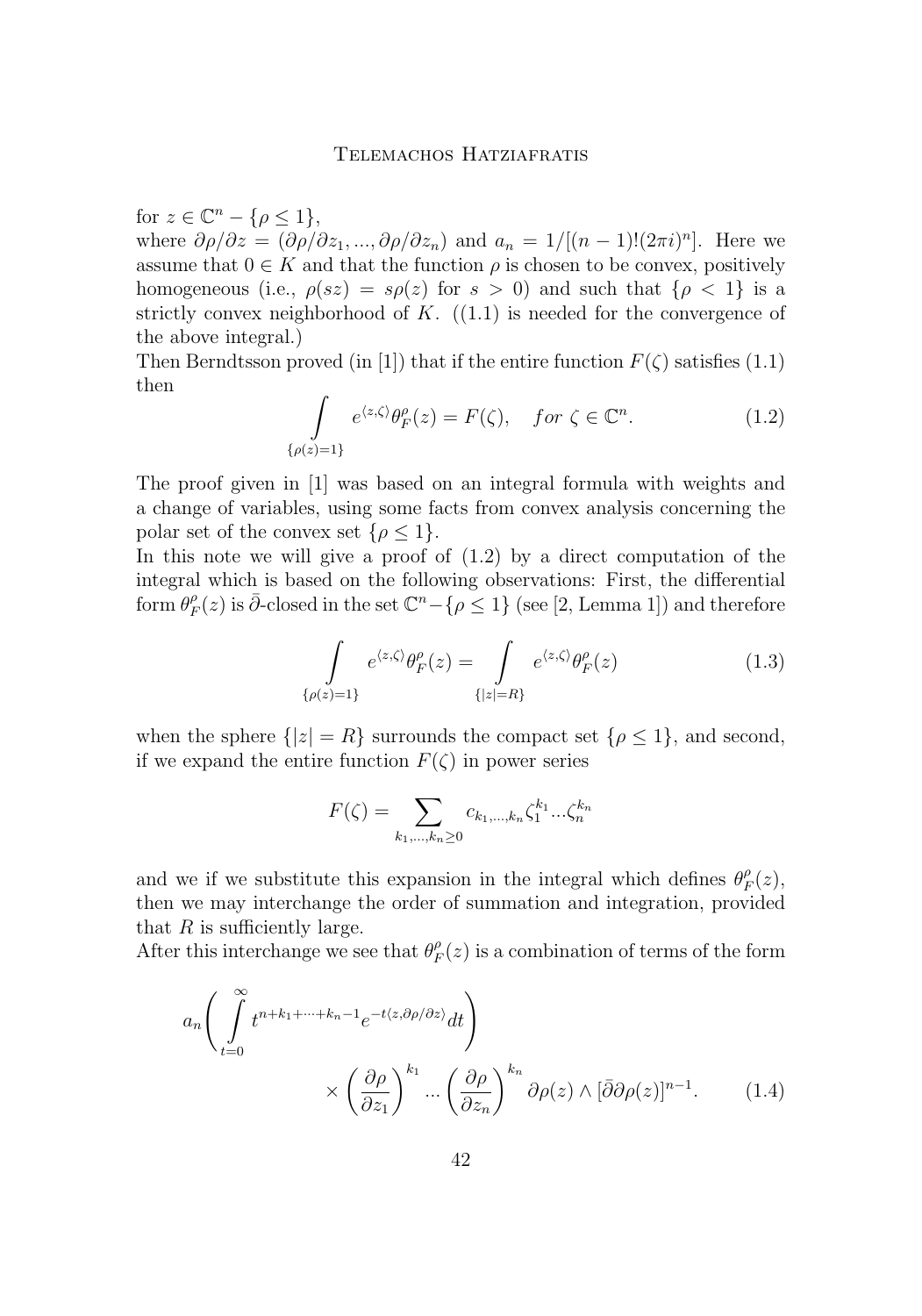for $z \in \mathbb{C}^n - \{\rho \leq 1\}$,
where $\partial\rho/\partial z = (\partial\rho/\partial z_1, ..., \partial\rho/\partial z_n)$ and $a_n = 1/[(n-1)!(2\pi i)^n]$. Here we assume that $0 \in K$ and that the function $\rho$ is chosen to be convex, positively homogeneous (i.e., $\rho(sz) = s\rho(z)$ for $s > 0$) and such that $\{\rho < 1\}$ is a strictly convex neighborhood of $K$. ((1.1) is needed for the convergence of the above integral.)
Then Berndtsson proved (in [1]) that if the entire function $F(\zeta)$ satisfies (1.1) then

$$\int\limits_{\{\rho(z)=1\}} e^{\langle z,\zeta\rangle}\theta_F^\rho(z) = F(\zeta), \quad for\ \zeta \in \mathbb{C}^n. \tag{1.2}$$

The proof given in [1] was based on an integral formula with weights and a change of variables, using some facts from convex analysis concerning the polar set of the convex set $\{\rho \leq 1\}$.
In this note we will give a proof of (1.2) by a direct computation of the integral which is based on the following observations: First, the differential form $\theta_F^\rho(z)$ is $\bar{\partial}$-closed in the set $\mathbb{C}^n - \{\rho \leq 1\}$ (see [2, Lemma 1]) and therefore

$$\int\limits_{\{\rho(z)=1\}} e^{\langle z,\zeta\rangle}\theta_F^\rho(z) = \int\limits_{\{|z|=R\}} e^{\langle z,\zeta\rangle}\theta_F^\rho(z) \tag{1.3}$$

when the sphere $\{|z| = R\}$ surrounds the compact set $\{\rho \leq 1\}$, and second, if we expand the entire function $F(\zeta)$ in power series

$$F(\zeta) = \sum_{k_1,...,k_n \geq 0} c_{k_1,...,k_n}\zeta_1^{k_1}...\zeta_n^{k_n}$$

and we if we substitute this expansion in the integral which defines $\theta_F^\rho(z)$, then we may interchange the order of summation and integration, provided that $R$ is sufficiently large.
After this interchange we see that $\theta_F^\rho(z)$ is a combination of terms of the form

$$a_n\left(\int\limits_{t=0}^{\infty} t^{n+k_1+\cdots+k_n-1}e^{-t\langle z,\partial\rho/\partial z\rangle}dt\right) \times \left(\frac{\partial\rho}{\partial z_1}\right)^{k_1}...\left(\frac{\partial\rho}{\partial z_n}\right)^{k_n}\partial\rho(z)\wedge[\bar{\partial}\partial\rho(z)]^{n-1}. \tag{1.4}$$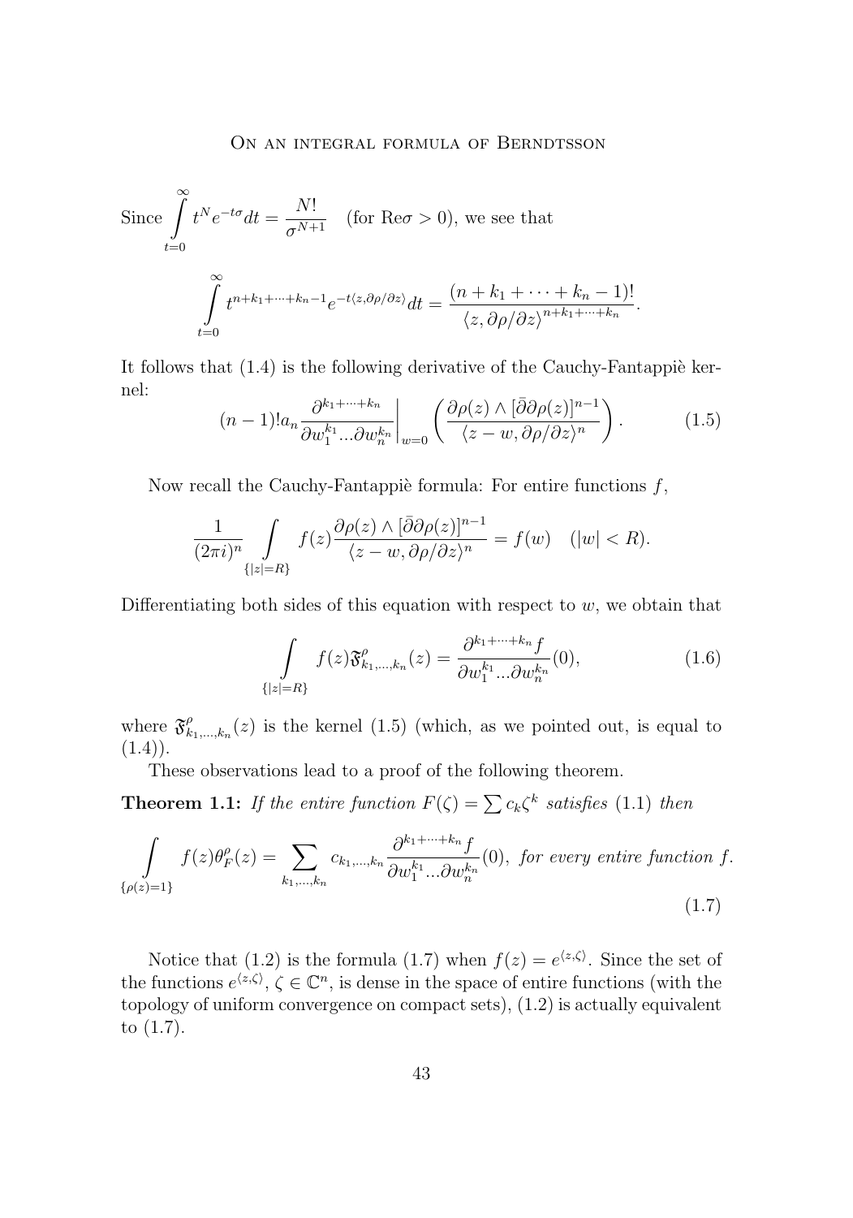Since $\int\limits_{t=0}^{\infty} t^N e^{-t\sigma} dt = \frac{N!}{\sigma^{N+1}}$ (for $\mathrm{Re}\sigma > 0$), we see that

$$\int\limits_{t=0}^{\infty} t^{n+k_1+\cdots+k_n-1} e^{-t\langle z, \partial\rho/\partial z\rangle} dt = \frac{(n+k_1+\cdots+k_n-1)!}{\langle z, \partial\rho/\partial z\rangle^{n+k_1+\cdots+k_n}}.$$

It follows that (1.4) is the following derivative of the Cauchy-Fantappiè kernel:

$$(n-1)! a_n \frac{\partial^{k_1+\cdots+k_n}}{\partial w_1^{k_1} \ldots \partial w_n^{k_n}}\bigg|_{w=0} \left( \frac{\partial\rho(z) \wedge [\bar{\partial}\partial\rho(z)]^{n-1}}{\langle z - w, \partial\rho/\partial z\rangle^n} \right). \tag{1.5}$$

Now recall the Cauchy-Fantappiè formula: For entire functions $f$,

$$\frac{1}{(2\pi i)^n} \int\limits_{\{|z|=R\}} f(z) \frac{\partial\rho(z) \wedge [\bar{\partial}\partial\rho(z)]^{n-1}}{\langle z - w, \partial\rho/\partial z\rangle^n} = f(w) \quad (|w| < R).$$

Differentiating both sides of this equation with respect to $w$, we obtain that

$$\int\limits_{\{|z|=R\}} f(z) \mathfrak{F}^{\rho}_{k_1,\ldots,k_n}(z) = \frac{\partial^{k_1+\cdots+k_n} f}{\partial w_1^{k_1} \ldots \partial w_n^{k_n}}(0), \tag{1.6}$$

where $\mathfrak{F}^{\rho}_{k_1,\ldots,k_n}(z)$ is the kernel (1.5) (which, as we pointed out, is equal to (1.4)).

These observations lead to a proof of the following theorem.

**Theorem 1.1:** *If the entire function $F(\zeta) = \sum c_k \zeta^k$ satisfies (1.1) then*

$$\int\limits_{\{\rho(z)=1\}} f(z) \theta^{\rho}_F(z) = \sum_{k_1,\ldots,k_n} c_{k_1,\ldots,k_n} \frac{\partial^{k_1+\cdots+k_n} f}{\partial w_1^{k_1} \ldots \partial w_n^{k_n}}(0), \text{ for every entire function } f. \tag{1.7}$$

Notice that (1.2) is the formula (1.7) when $f(z) = e^{\langle z, \zeta\rangle}$. Since the set of the functions $e^{\langle z, \zeta\rangle}$, $\zeta \in \mathbb{C}^n$, is dense in the space of entire functions (with the topology of uniform convergence on compact sets), (1.2) is actually equivalent to (1.7).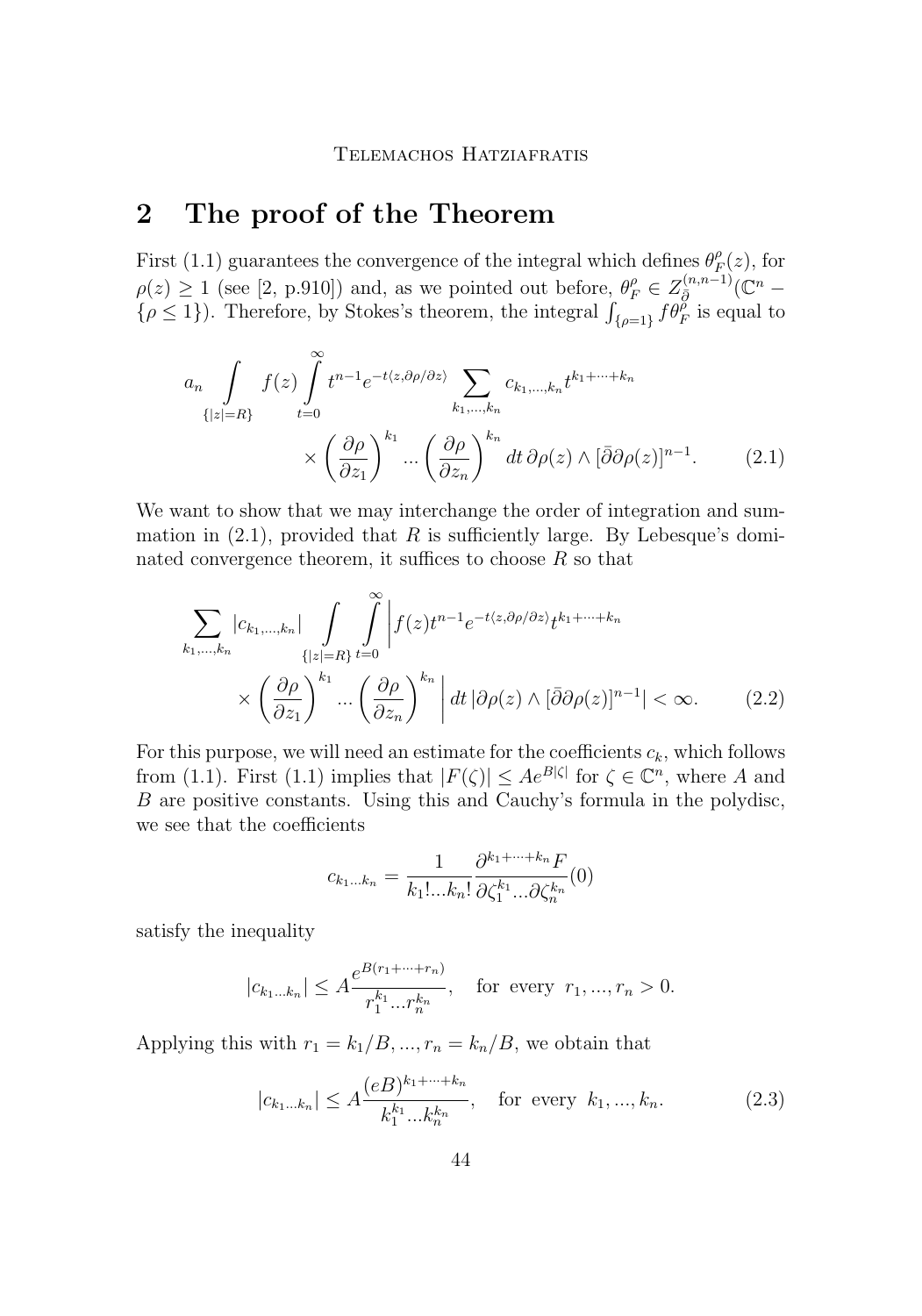## 2 The proof of the Theorem

First (1.1) guarantees the convergence of the integral which defines $\theta_F^\rho(z)$, for $\rho(z) \geq 1$ (see [2, p.910]) and, as we pointed out before, $\theta_F^\rho \in Z_{\bar\partial}^{(n,n-1)}(\mathbb{C}^n - \{\rho \leq 1\})$. Therefore, by Stokes's theorem, the integral $\int_{\{\rho=1\}} f\theta_F^\rho$ is equal to

$$a_n \int\limits_{\{|z|=R\}} f(z) \int\limits_{t=0}^{\infty} t^{n-1} e^{-t\langle z, \partial\rho/\partial z\rangle} \sum_{k_1,\dots,k_n} c_{k_1,\dots,k_n} t^{k_1+\dots+k_n} \times \left(\frac{\partial\rho}{\partial z_1}\right)^{k_1} \dots \left(\frac{\partial\rho}{\partial z_n}\right)^{k_n} dt\, \partial\rho(z) \wedge [\bar\partial\partial\rho(z)]^{n-1}. \tag{2.1}$$

We want to show that we may interchange the order of integration and summation in (2.1), provided that $R$ is sufficiently large. By Lebesque's dominated convergence theorem, it suffices to choose $R$ so that

$$\sum_{k_1,\dots,k_n} |c_{k_1,\dots,k_n}| \int\limits_{\{|z|=R\}} \int\limits_{t=0}^{\infty} \left| f(z) t^{n-1} e^{-t\langle z, \partial\rho/\partial z\rangle} t^{k_1+\dots+k_n} \times \left(\frac{\partial\rho}{\partial z_1}\right)^{k_1} \dots \left(\frac{\partial\rho}{\partial z_n}\right)^{k_n} \right| dt\, |\partial\rho(z) \wedge [\bar\partial\partial\rho(z)]^{n-1}| < \infty. \tag{2.2}$$

For this purpose, we will need an estimate for the coefficients $c_k$, which follows from (1.1). First (1.1) implies that $|F(\zeta)| \leq Ae^{B|\zeta|}$ for $\zeta \in \mathbb{C}^n$, where $A$ and $B$ are positive constants. Using this and Cauchy's formula in the polydisc, we see that the coefficients

$$c_{k_1\dots k_n} = \frac{1}{k_1!\dots k_n!} \frac{\partial^{k_1+\dots+k_n} F}{\partial\zeta_1^{k_1}\dots\partial\zeta_n^{k_n}}(0)$$

satisfy the inequality

$$|c_{k_1\dots k_n}| \leq A \frac{e^{B(r_1+\dots+r_n)}}{r_1^{k_1}\dots r_n^{k_n}}, \quad \text{for every } r_1,\dots,r_n > 0.$$

Applying this with $r_1 = k_1/B, \dots, r_n = k_n/B$, we obtain that

$$|c_{k_1\dots k_n}| \leq A \frac{(eB)^{k_1+\dots+k_n}}{k_1^{k_1}\dots k_n^{k_n}}, \quad \text{for every } k_1,\dots,k_n. \tag{2.3}$$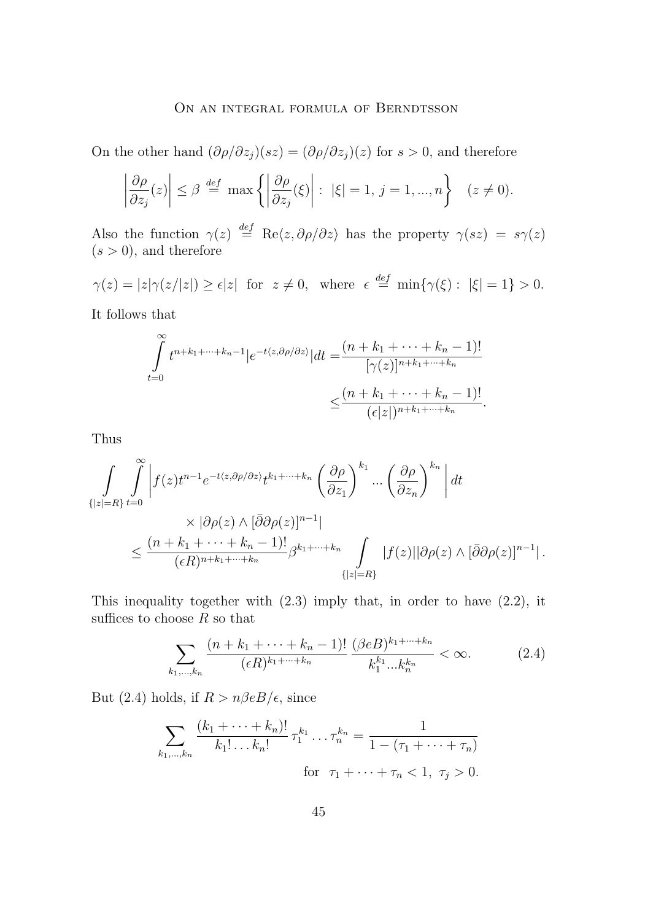On the other hand $(\partial\rho/\partial z_j)(sz) = (\partial\rho/\partial z_j)(z)$ for $s > 0$, and therefore

$$\left|\frac{\partial\rho}{\partial z_j}(z)\right| \leq \beta \overset{def}{=} \max\left\{\left|\frac{\partial\rho}{\partial z_j}(\xi)\right| : \ |\xi| = 1, \ j = 1, ..., n\right\} \quad (z \neq 0).$$

Also the function $\gamma(z) \overset{def}{=} \operatorname{Re}\langle z, \partial\rho/\partial z\rangle$ has the property $\gamma(sz) = s\gamma(z)$ $(s > 0)$, and therefore

$$\gamma(z) = |z|\gamma(z/|z|) \geq \epsilon|z| \ \text{ for } \ z \neq 0, \ \text{ where } \ \epsilon \overset{def}{=} \min\{\gamma(\xi) : \ |\xi| = 1\} > 0.$$

It follows that

$$\begin{aligned}\int_{t=0}^{\infty} t^{n+k_1+\cdots+k_n-1}|e^{-t\langle z,\partial\rho/\partial z\rangle}|dt =& \frac{(n+k_1+\cdots+k_n-1)!}{[\gamma(z)]^{n+k_1+\cdots+k_n}} \\ \leq& \frac{(n+k_1+\cdots+k_n-1)!}{(\epsilon|z|)^{n+k_1+\cdots+k_n}}.\end{aligned}$$

Thus

$$\begin{aligned}&\int_{\{|z|=R\}}\int_{t=0}^{\infty}\left|f(z)t^{n-1}e^{-t\langle z,\partial\rho/\partial z\rangle}t^{k_1+\cdots+k_n}\left(\frac{\partial\rho}{\partial z_1}\right)^{k_1}...\left(\frac{\partial\rho}{\partial z_n}\right)^{k_n}\right|dt \\ &\qquad\qquad \times |\partial\rho(z)\wedge[\bar\partial\partial\rho(z)]^{n-1}| \\ &\leq \frac{(n+k_1+\cdots+k_n-1)!}{(\epsilon R)^{n+k_1+\cdots+k_n}}\beta^{k_1+\cdots+k_n}\int_{\{|z|=R\}}|f(z)||\partial\rho(z)\wedge[\bar\partial\partial\rho(z)]^{n-1}|\,.\end{aligned}$$

This inequality together with (2.3) imply that, in order to have (2.2), it suffices to choose $R$ so that

$$\sum_{k_1,...,k_n}\frac{(n+k_1+\cdots+k_n-1)!}{(\epsilon R)^{k_1+\cdots+k_n}}\,\frac{(\beta eB)^{k_1+\cdots+k_n}}{k_1^{k_1}...k_n^{k_n}} < \infty. \tag{2.4}$$

But (2.4) holds, if $R > n\beta eB/\epsilon$, since

$$\sum_{k_1,...,k_n}\frac{(k_1+\cdots+k_n)!}{k_1!\ldots k_n!}\,\tau_1^{k_1}\ldots\tau_n^{k_n} = \frac{1}{1-(\tau_1+\cdots+\tau_n)}$$

$$\text{for } \ \tau_1+\cdots+\tau_n < 1, \ \tau_j > 0.$$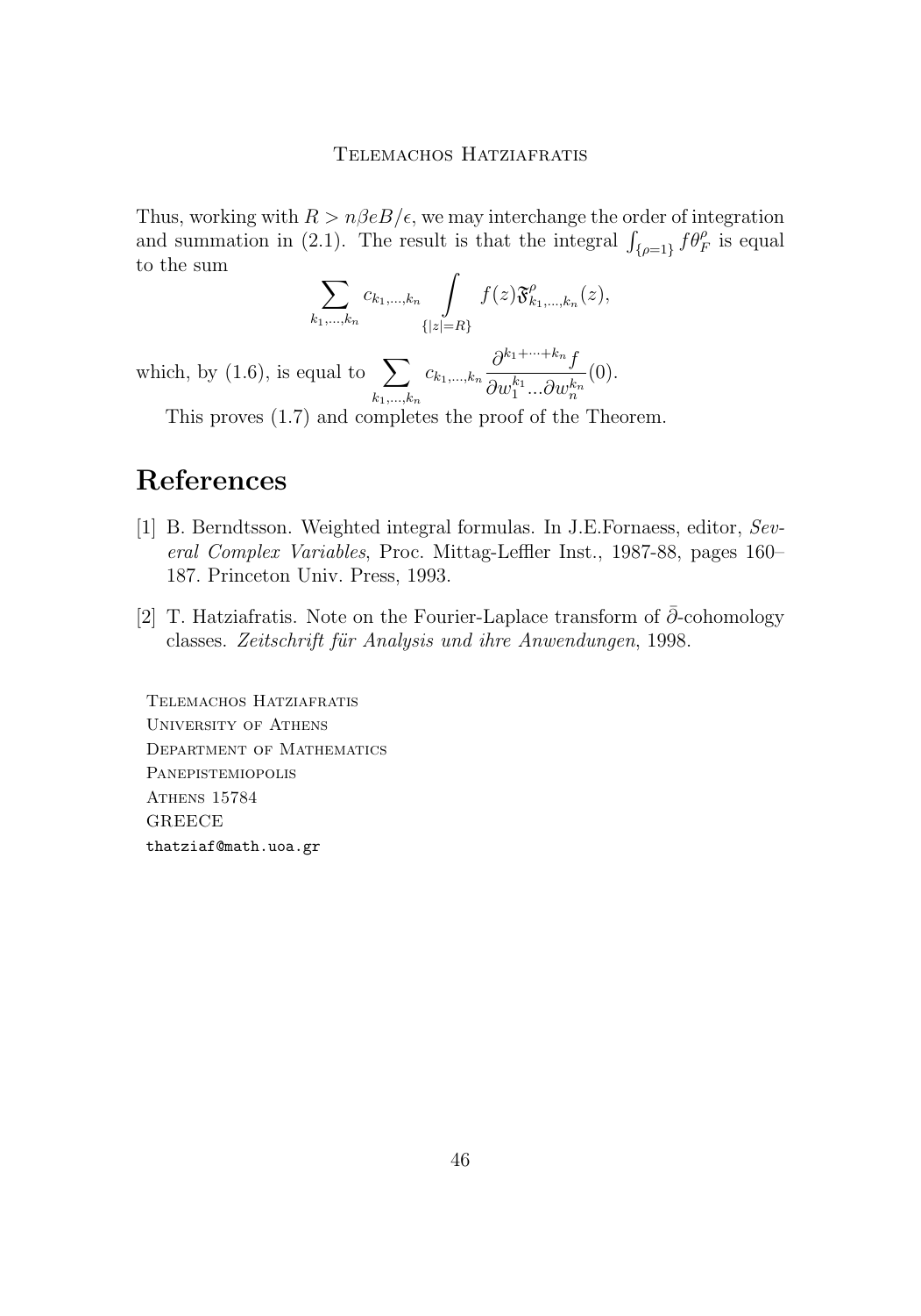Thus, working with $R > n\beta eB/\epsilon$, we may interchange the order of integration and summation in (2.1). The result is that the integral $\int_{\{\rho=1\}} f\theta_F^\rho$ is equal to the sum

$$\sum_{k_1,\ldots,k_n} c_{k_1,\ldots,k_n} \int_{\{|z|=R\}} f(z)\mathfrak{F}^\rho_{k_1,\ldots,k_n}(z),$$

which, by (1.6), is equal to $\displaystyle\sum_{k_1,\ldots,k_n} c_{k_1,\ldots,k_n} \frac{\partial^{k_1+\cdots+k_n} f}{\partial w_1^{k_1} \ldots \partial w_n^{k_n}}(0)$.

This proves (1.7) and completes the proof of the Theorem.

# References

[1] B. Berndtsson. Weighted integral formulas. In J.E.Fornaess, editor, *Several Complex Variables*, Proc. Mittag-Leffler Inst., 1987-88, pages 160–187. Princeton Univ. Press, 1993.

[2] T. Hatziafratis. Note on the Fourier-Laplace transform of $\bar{\partial}$-cohomology classes. *Zeitschrift für Analysis und ihre Anwendungen*, 1998.

Telemachos Hatziafratis
University of Athens
Department of Mathematics
Panepistemiopolis
Athens 15784
GREECE
thatziaf@math.uoa.gr